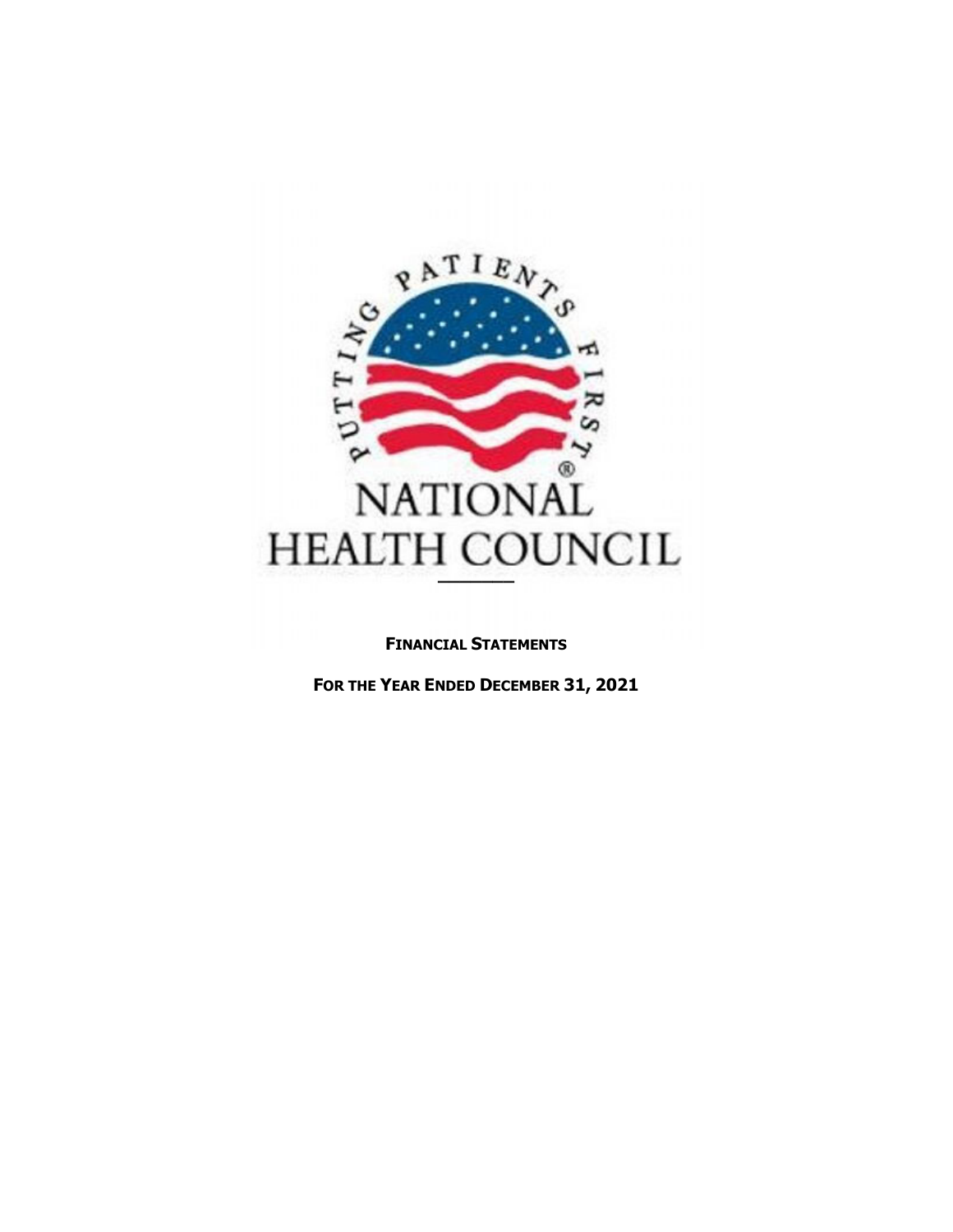PUTTING PATIENTS FIRST®

NATIONAL HEALTH COUNCIL

**FINANCIAL STATEMENTS**

**FOR THE YEAR ENDED DECEMBER 31, 2021**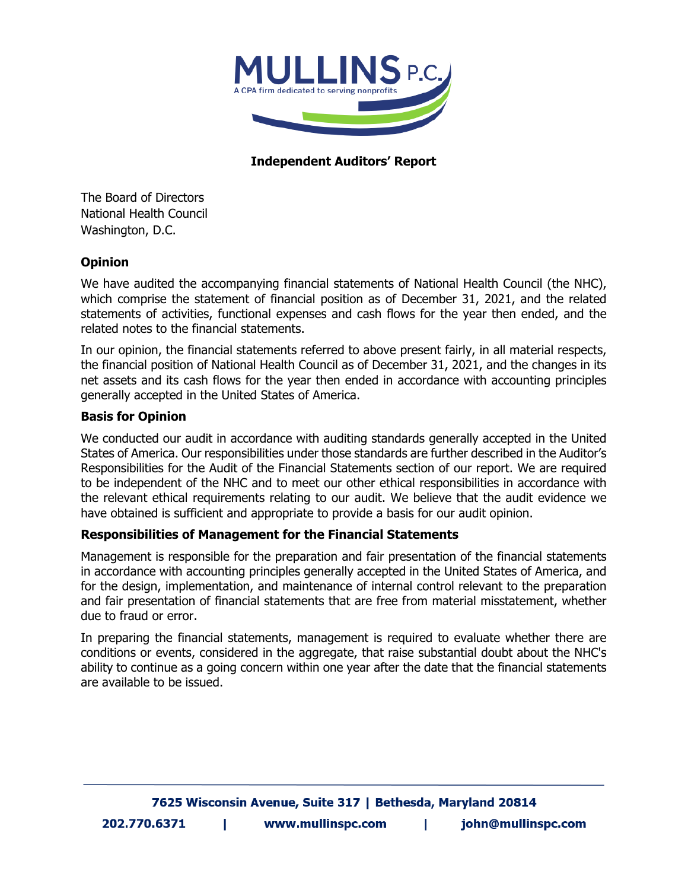**MULLINS P.C.**
A CPA firm dedicated to serving nonprofits

## Independent Auditors' Report

The Board of Directors
National Health Council
Washington, D.C.

### Opinion

We have audited the accompanying financial statements of National Health Council (the NHC), which comprise the statement of financial position as of December 31, 2021, and the related statements of activities, functional expenses and cash flows for the year then ended, and the related notes to the financial statements.

In our opinion, the financial statements referred to above present fairly, in all material respects, the financial position of National Health Council as of December 31, 2021, and the changes in its net assets and its cash flows for the year then ended in accordance with accounting principles generally accepted in the United States of America.

### Basis for Opinion

We conducted our audit in accordance with auditing standards generally accepted in the United States of America. Our responsibilities under those standards are further described in the Auditor's Responsibilities for the Audit of the Financial Statements section of our report. We are required to be independent of the NHC and to meet our other ethical responsibilities in accordance with the relevant ethical requirements relating to our audit. We believe that the audit evidence we have obtained is sufficient and appropriate to provide a basis for our audit opinion.

### Responsibilities of Management for the Financial Statements

Management is responsible for the preparation and fair presentation of the financial statements in accordance with accounting principles generally accepted in the United States of America, and for the design, implementation, and maintenance of internal control relevant to the preparation and fair presentation of financial statements that are free from material misstatement, whether due to fraud or error.

In preparing the financial statements, management is required to evaluate whether there are conditions or events, considered in the aggregate, that raise substantial doubt about the NHC's ability to continue as a going concern within one year after the date that the financial statements are available to be issued.

**7625 Wisconsin Avenue, Suite 317 | Bethesda, Maryland 20814**
**202.770.6371 | www.mullinspc.com | john@mullinspc.com**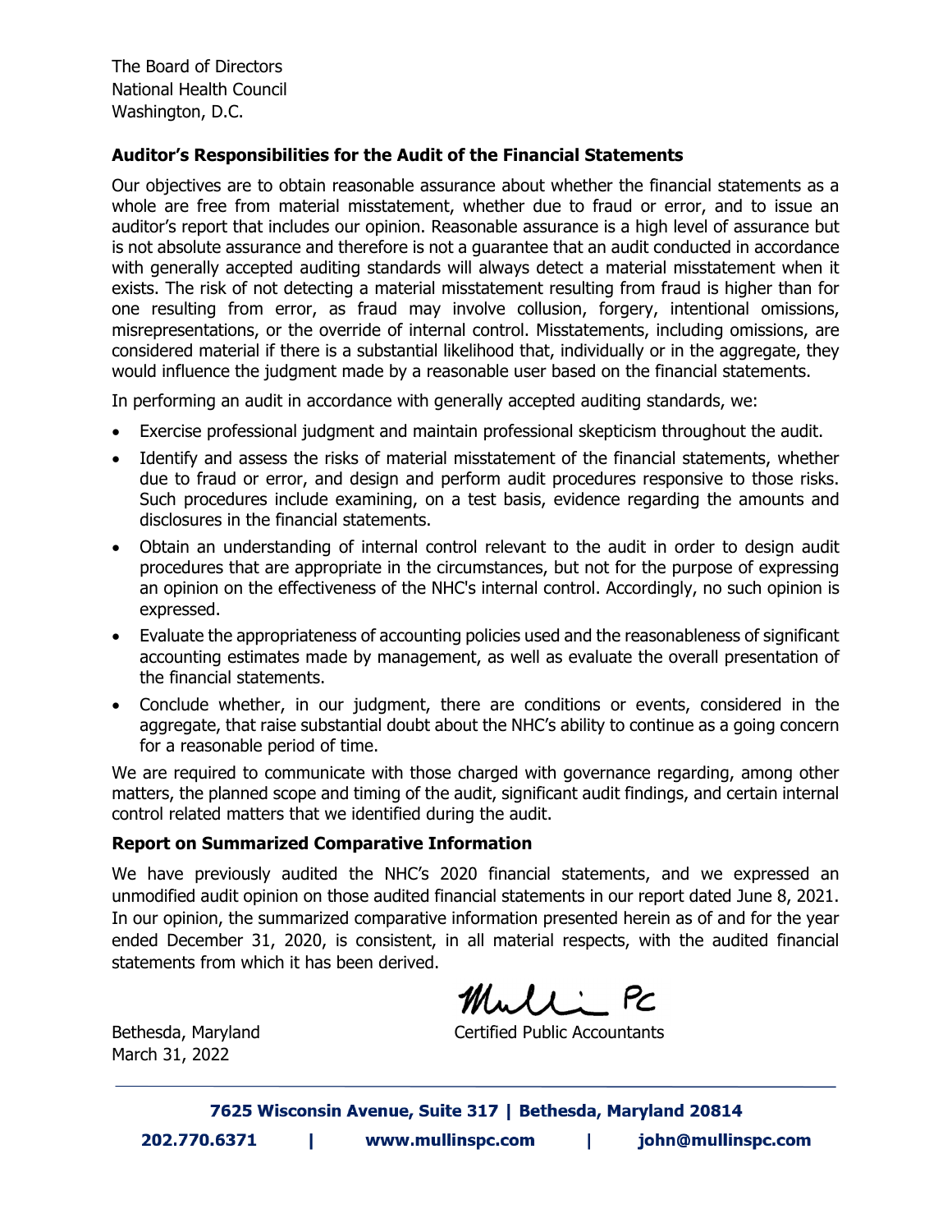The Board of Directors
National Health Council
Washington, D.C.

**Auditor's Responsibilities for the Audit of the Financial Statements**

Our objectives are to obtain reasonable assurance about whether the financial statements as a whole are free from material misstatement, whether due to fraud or error, and to issue an auditor's report that includes our opinion. Reasonable assurance is a high level of assurance but is not absolute assurance and therefore is not a guarantee that an audit conducted in accordance with generally accepted auditing standards will always detect a material misstatement when it exists. The risk of not detecting a material misstatement resulting from fraud is higher than for one resulting from error, as fraud may involve collusion, forgery, intentional omissions, misrepresentations, or the override of internal control. Misstatements, including omissions, are considered material if there is a substantial likelihood that, individually or in the aggregate, they would influence the judgment made by a reasonable user based on the financial statements.

In performing an audit in accordance with generally accepted auditing standards, we:

- Exercise professional judgment and maintain professional skepticism throughout the audit.
- Identify and assess the risks of material misstatement of the financial statements, whether due to fraud or error, and design and perform audit procedures responsive to those risks. Such procedures include examining, on a test basis, evidence regarding the amounts and disclosures in the financial statements.
- Obtain an understanding of internal control relevant to the audit in order to design audit procedures that are appropriate in the circumstances, but not for the purpose of expressing an opinion on the effectiveness of the NHC's internal control. Accordingly, no such opinion is expressed.
- Evaluate the appropriateness of accounting policies used and the reasonableness of significant accounting estimates made by management, as well as evaluate the overall presentation of the financial statements.
- Conclude whether, in our judgment, there are conditions or events, considered in the aggregate, that raise substantial doubt about the NHC's ability to continue as a going concern for a reasonable period of time.

We are required to communicate with those charged with governance regarding, among other matters, the planned scope and timing of the audit, significant audit findings, and certain internal control related matters that we identified during the audit.

**Report on Summarized Comparative Information**

We have previously audited the NHC's 2020 financial statements, and we expressed an unmodified audit opinion on those audited financial statements in our report dated June 8, 2021. In our opinion, the summarized comparative information presented herein as of and for the year ended December 31, 2020, is consistent, in all material respects, with the audited financial statements from which it has been derived.

Mullins PC
Certified Public Accountants

Bethesda, Maryland
March 31, 2022

**7625 Wisconsin Avenue, Suite 317 | Bethesda, Maryland 20814**

**202.770.6371 | www.mullinspc.com | john@mullinspc.com**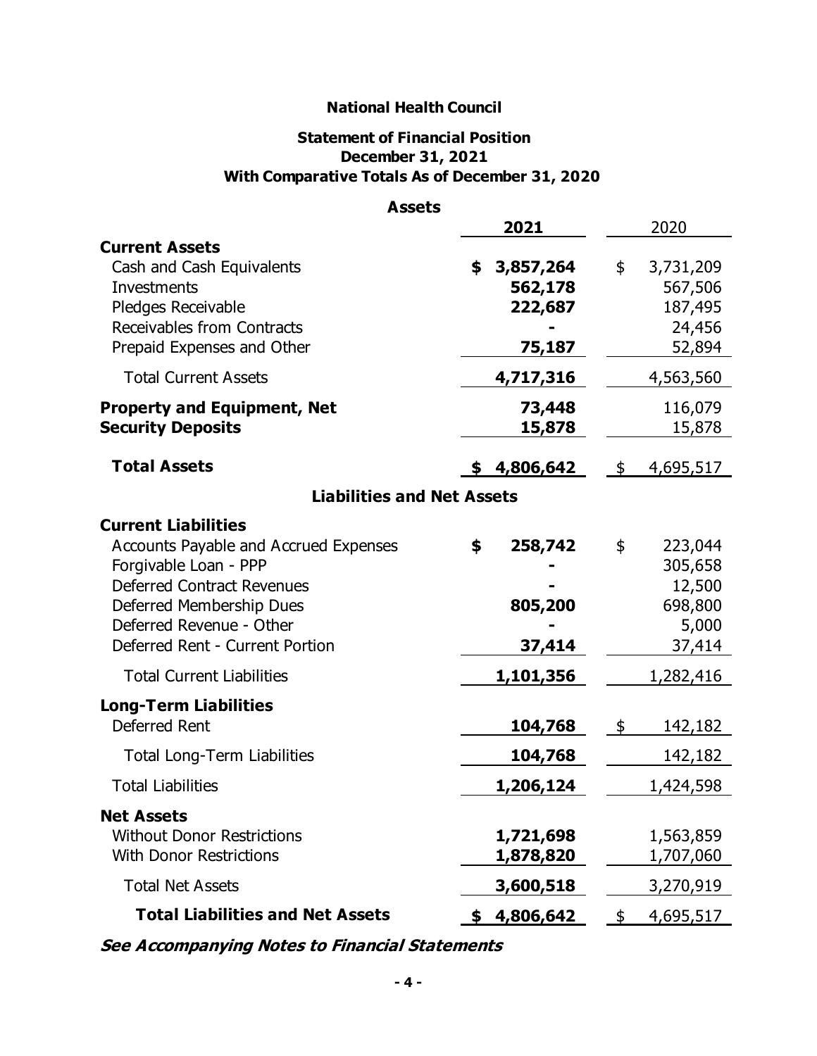# National Health Council

## Statement of Financial Position
## December 31, 2021
## With Comparative Totals As of December 31, 2020

### Assets

| | 2021 | 2020 |
|---|---|---|
| **Current Assets** | | |
| Cash and Cash Equivalents | **$ 3,857,264** | $ 3,731,209 |
| Investments | **562,178** | 567,506 |
| Pledges Receivable | **222,687** | 187,495 |
| Receivables from Contracts | **-** | 24,456 |
| Prepaid Expenses and Other | **75,187** | 52,894 |
| Total Current Assets | **4,717,316** | 4,563,560 |
| **Property and Equipment, Net** | **73,448** | 116,079 |
| **Security Deposits** | **15,878** | 15,878 |
| **Total Assets** | **$ 4,806,642** | $ 4,695,517 |

### Liabilities and Net Assets

| | 2021 | 2020 |
|---|---|---|
| **Current Liabilities** | | |
| Accounts Payable and Accrued Expenses | **$ 258,742** | $ 223,044 |
| Forgivable Loan - PPP | **-** | 305,658 |
| Deferred Contract Revenues | **-** | 12,500 |
| Deferred Membership Dues | **805,200** | 698,800 |
| Deferred Revenue - Other | **-** | 5,000 |
| Deferred Rent - Current Portion | **37,414** | 37,414 |
| Total Current Liabilities | **1,101,356** | 1,282,416 |
| **Long-Term Liabilities** | | |
| Deferred Rent | **104,768** | $ 142,182 |
| Total Long-Term Liabilities | **104,768** | 142,182 |
| Total Liabilities | **1,206,124** | 1,424,598 |
| **Net Assets** | | |
| Without Donor Restrictions | **1,721,698** | 1,563,859 |
| With Donor Restrictions | **1,878,820** | 1,707,060 |
| Total Net Assets | **3,600,518** | 3,270,919 |
| **Total Liabilities and Net Assets** | **$ 4,806,642** | $ 4,695,517 |

***See Accompanying Notes to Financial Statements***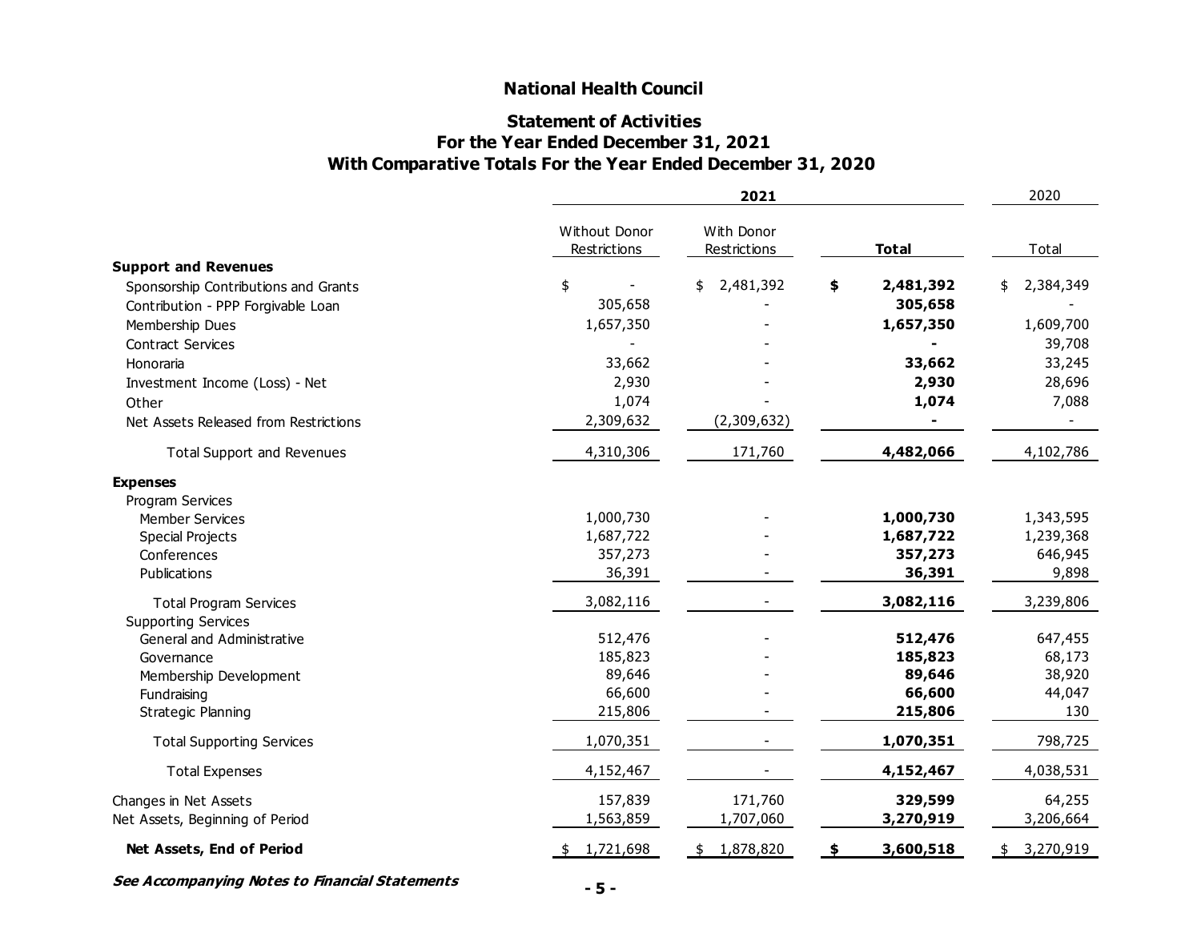# National Health Council

## Statement of Activities
## For the Year Ended December 31, 2021
## With Comparative Totals For the Year Ended December 31, 2020

| | 2021 | | | 2020 |
|---|---|---|---|---|
| | Without Donor Restrictions | With Donor Restrictions | **Total** | Total |
| **Support and Revenues** | | | | |
| Sponsorship Contributions and Grants | $ - | $ 2,481,392 | **$ 2,481,392** | $ 2,384,349 |
| Contribution - PPP Forgivable Loan | 305,658 | - | **305,658** | - |
| Membership Dues | 1,657,350 | - | **1,657,350** | 1,609,700 |
| Contract Services | - | - | **-** | 39,708 |
| Honoraria | 33,662 | - | **33,662** | 33,245 |
| Investment Income (Loss) - Net | 2,930 | - | **2,930** | 28,696 |
| Other | 1,074 | - | **1,074** | 7,088 |
| Net Assets Released from Restrictions | 2,309,632 | (2,309,632) | **-** | - |
| Total Support and Revenues | 4,310,306 | 171,760 | **4,482,066** | 4,102,786 |
| **Expenses** | | | | |
| Program Services | | | | |
| Member Services | 1,000,730 | - | **1,000,730** | 1,343,595 |
| Special Projects | 1,687,722 | - | **1,687,722** | 1,239,368 |
| Conferences | 357,273 | - | **357,273** | 646,945 |
| Publications | 36,391 | - | **36,391** | 9,898 |
| Total Program Services | 3,082,116 | - | **3,082,116** | 3,239,806 |
| Supporting Services | | | | |
| General and Administrative | 512,476 | - | **512,476** | 647,455 |
| Governance | 185,823 | - | **185,823** | 68,173 |
| Membership Development | 89,646 | - | **89,646** | 38,920 |
| Fundraising | 66,600 | - | **66,600** | 44,047 |
| Strategic Planning | 215,806 | - | **215,806** | 130 |
| Total Supporting Services | 1,070,351 | - | **1,070,351** | 798,725 |
| Total Expenses | 4,152,467 | - | **4,152,467** | 4,038,531 |
| Changes in Net Assets | 157,839 | 171,760 | **329,599** | 64,255 |
| Net Assets, Beginning of Period | 1,563,859 | 1,707,060 | **3,270,919** | 3,206,664 |
| **Net Assets, End of Period** | $ 1,721,698 | $ 1,878,820 | **$ 3,600,518** | $ 3,270,919 |

***See Accompanying Notes to Financial Statements***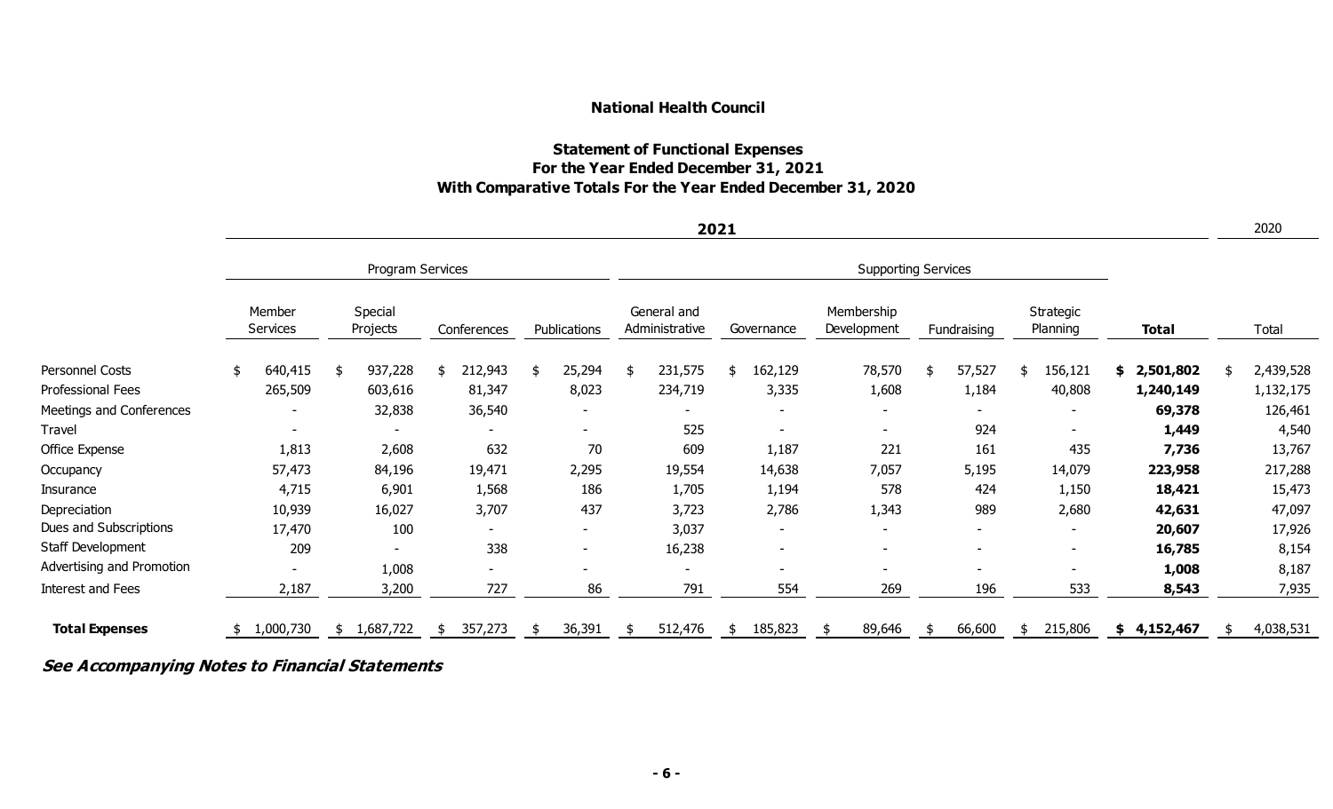**National Health Council**

**Statement of Functional Expenses**
**For the Year Ended December 31, 2021**
**With Comparative Totals For the Year Ended December 31, 2020**

| | **2021** | | | | | | | | | | 2020 |
|---|---|---|---|---|---|---|---|---|---|---|---|
| | Program Services | | | | Supporting Services | | | | | | |
| | Member Services | Special Projects | Conferences | Publications | General and Administrative | Governance | Membership Development | Fundraising | Strategic Planning | **Total** | Total |
| Personnel Costs | $ 640,415 | $ 937,228 | $ 212,943 | $ 25,294 | $ 231,575 | $ 162,129 | 78,570 | $ 57,527 | $ 156,121 | **$ 2,501,802** | $ 2,439,528 |
| Professional Fees | 265,509 | 603,616 | 81,347 | 8,023 | 234,719 | 3,335 | 1,608 | 1,184 | 40,808 | **1,240,149** | 1,132,175 |
| Meetings and Conferences | - | 32,838 | 36,540 | - | - | - | - | - | - | **69,378** | 126,461 |
| Travel | - | - | - | - | 525 | - | - | 924 | - | **1,449** | 4,540 |
| Office Expense | 1,813 | 2,608 | 632 | 70 | 609 | 1,187 | 221 | 161 | 435 | **7,736** | 13,767 |
| Occupancy | 57,473 | 84,196 | 19,471 | 2,295 | 19,554 | 14,638 | 7,057 | 5,195 | 14,079 | **223,958** | 217,288 |
| Insurance | 4,715 | 6,901 | 1,568 | 186 | 1,705 | 1,194 | 578 | 424 | 1,150 | **18,421** | 15,473 |
| Depreciation | 10,939 | 16,027 | 3,707 | 437 | 3,723 | 2,786 | 1,343 | 989 | 2,680 | **42,631** | 47,097 |
| Dues and Subscriptions | 17,470 | 100 | - | - | 3,037 | - | - | - | - | **20,607** | 17,926 |
| Staff Development | 209 | - | 338 | - | 16,238 | - | - | - | - | **16,785** | 8,154 |
| Advertising and Promotion | - | 1,008 | - | - | - | - | - | - | - | **1,008** | 8,187 |
| Interest and Fees | 2,187 | 3,200 | 727 | 86 | 791 | 554 | 269 | 196 | 533 | **8,543** | 7,935 |
| **Total Expenses** | $ 1,000,730 | $ 1,687,722 | $ 357,273 | $ 36,391 | $ 512,476 | $ 185,823 | $ 89,646 | $ 66,600 | $ 215,806 | **$ 4,152,467** | $ 4,038,531 |

***See Accompanying Notes to Financial Statements***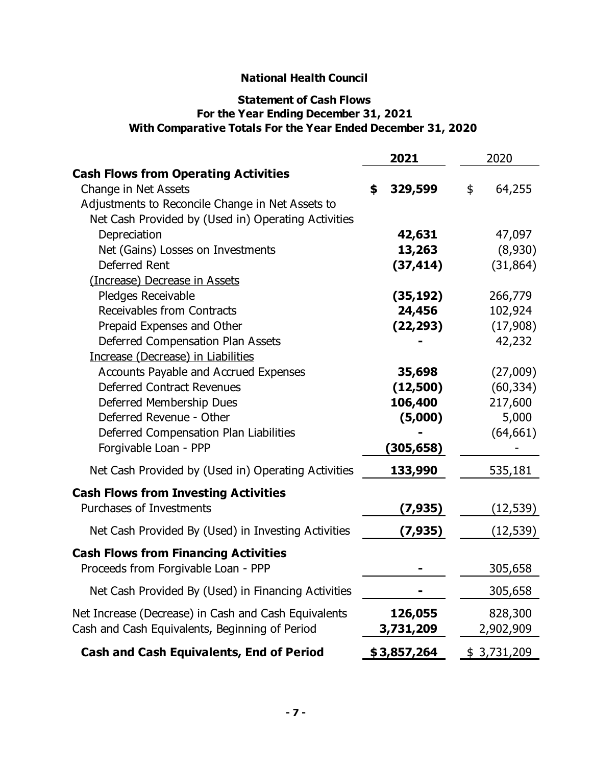# National Health Council

## Statement of Cash Flows
## For the Year Ending December 31, 2021
## With Comparative Totals For the Year Ended December 31, 2020

| | 2021 | 2020 |
|---|---|---|
| **Cash Flows from Operating Activities** | | |
| Change in Net Assets | **$ 329,599** | $ 64,255 |
| Adjustments to Reconcile Change in Net Assets to | | |
| Net Cash Provided by (Used in) Operating Activities | | |
| Depreciation | **42,631** | 47,097 |
| Net (Gains) Losses on Investments | **13,263** | (8,930) |
| Deferred Rent | **(37,414)** | (31,864) |
| (Increase) Decrease in Assets | | |
| Pledges Receivable | **(35,192)** | 266,779 |
| Receivables from Contracts | **24,456** | 102,924 |
| Prepaid Expenses and Other | **(22,293)** | (17,908) |
| Deferred Compensation Plan Assets | **-** | 42,232 |
| Increase (Decrease) in Liabilities | | |
| Accounts Payable and Accrued Expenses | **35,698** | (27,009) |
| Deferred Contract Revenues | **(12,500)** | (60,334) |
| Deferred Membership Dues | **106,400** | 217,600 |
| Deferred Revenue - Other | **(5,000)** | 5,000 |
| Deferred Compensation Plan Liabilities | **-** | (64,661) |
| Forgivable Loan - PPP | **(305,658)** | - |
| Net Cash Provided by (Used in) Operating Activities | **133,990** | 535,181 |
| **Cash Flows from Investing Activities** | | |
| Purchases of Investments | **(7,935)** | (12,539) |
| Net Cash Provided By (Used) in Investing Activities | **(7,935)** | (12,539) |
| **Cash Flows from Financing Activities** | | |
| Proceeds from Forgivable Loan - PPP | **-** | 305,658 |
| Net Cash Provided By (Used) in Financing Activities | **-** | 305,658 |
| Net Increase (Decrease) in Cash and Cash Equivalents | **126,055** | 828,300 |
| Cash and Cash Equivalents, Beginning of Period | **3,731,209** | 2,902,909 |
| **Cash and Cash Equivalents, End of Period** | **$ 3,857,264** | $ 3,731,209 |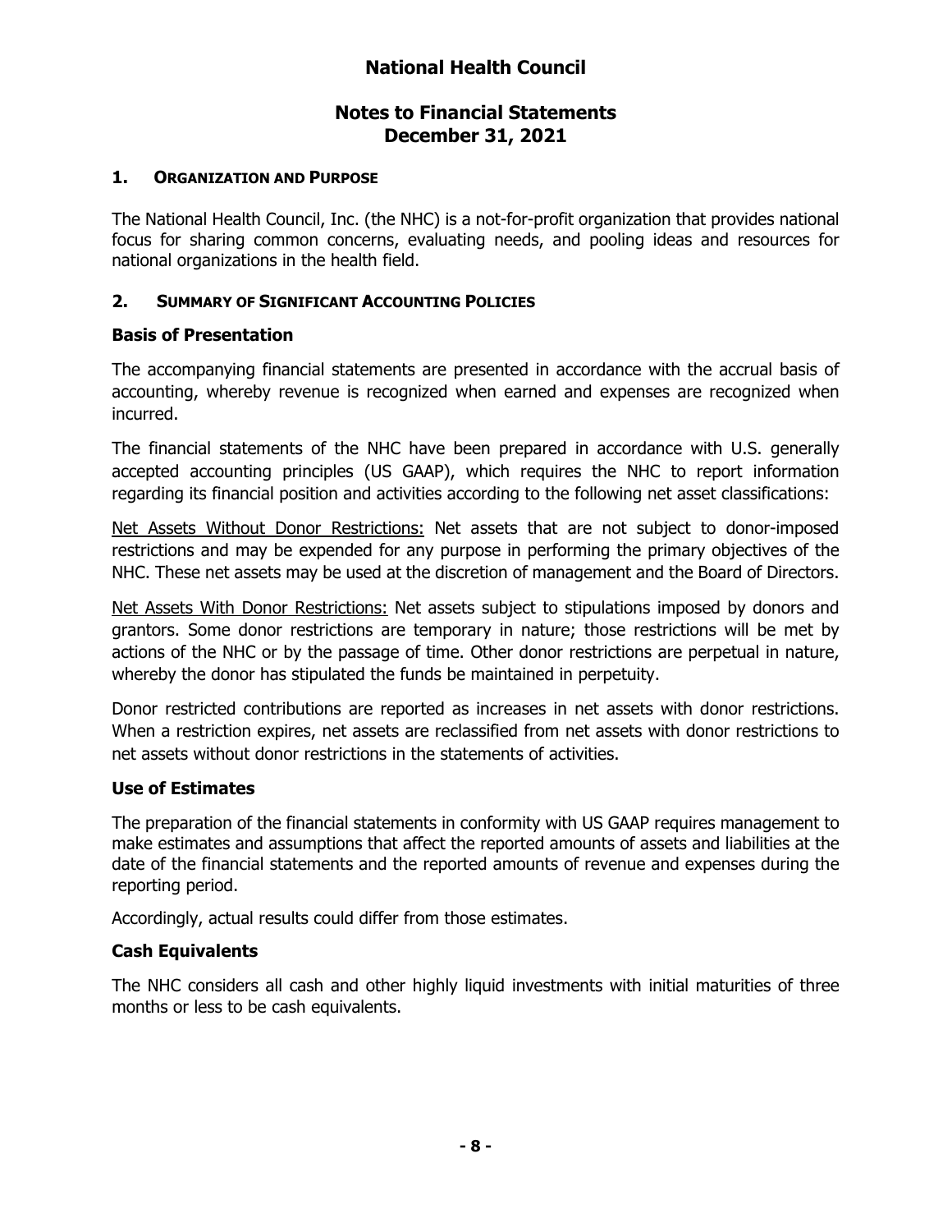# National Health Council

## Notes to Financial Statements
## December 31, 2021

### 1. Organization and Purpose

The National Health Council, Inc. (the NHC) is a not-for-profit organization that provides national focus for sharing common concerns, evaluating needs, and pooling ideas and resources for national organizations in the health field.

### 2. Summary of Significant Accounting Policies

#### Basis of Presentation

The accompanying financial statements are presented in accordance with the accrual basis of accounting, whereby revenue is recognized when earned and expenses are recognized when incurred.

The financial statements of the NHC have been prepared in accordance with U.S. generally accepted accounting principles (US GAAP), which requires the NHC to report information regarding its financial position and activities according to the following net asset classifications:

Net Assets Without Donor Restrictions: Net assets that are not subject to donor-imposed restrictions and may be expended for any purpose in performing the primary objectives of the NHC. These net assets may be used at the discretion of management and the Board of Directors.

Net Assets With Donor Restrictions: Net assets subject to stipulations imposed by donors and grantors. Some donor restrictions are temporary in nature; those restrictions will be met by actions of the NHC or by the passage of time. Other donor restrictions are perpetual in nature, whereby the donor has stipulated the funds be maintained in perpetuity.

Donor restricted contributions are reported as increases in net assets with donor restrictions. When a restriction expires, net assets are reclassified from net assets with donor restrictions to net assets without donor restrictions in the statements of activities.

#### Use of Estimates

The preparation of the financial statements in conformity with US GAAP requires management to make estimates and assumptions that affect the reported amounts of assets and liabilities at the date of the financial statements and the reported amounts of revenue and expenses during the reporting period.

Accordingly, actual results could differ from those estimates.

#### Cash Equivalents

The NHC considers all cash and other highly liquid investments with initial maturities of three months or less to be cash equivalents.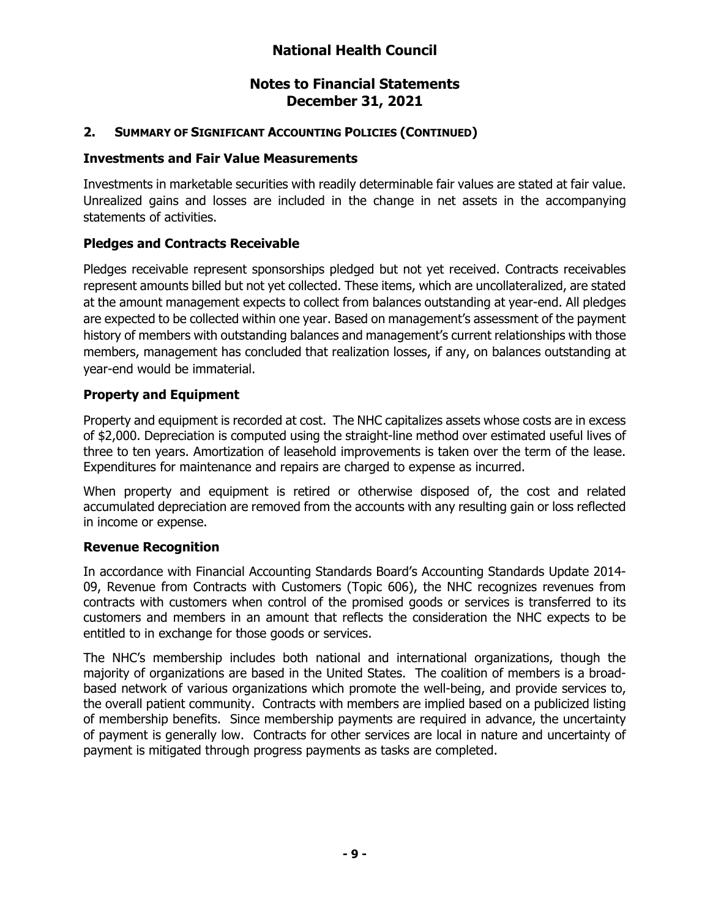# National Health Council

## Notes to Financial Statements
## December 31, 2021

### 2. SUMMARY OF SIGNIFICANT ACCOUNTING POLICIES (CONTINUED)

**Investments and Fair Value Measurements**

Investments in marketable securities with readily determinable fair values are stated at fair value. Unrealized gains and losses are included in the change in net assets in the accompanying statements of activities.

**Pledges and Contracts Receivable**

Pledges receivable represent sponsorships pledged but not yet received. Contracts receivables represent amounts billed but not yet collected. These items, which are uncollateralized, are stated at the amount management expects to collect from balances outstanding at year-end. All pledges are expected to be collected within one year. Based on management's assessment of the payment history of members with outstanding balances and management's current relationships with those members, management has concluded that realization losses, if any, on balances outstanding at year-end would be immaterial.

**Property and Equipment**

Property and equipment is recorded at cost. The NHC capitalizes assets whose costs are in excess of $2,000. Depreciation is computed using the straight-line method over estimated useful lives of three to ten years. Amortization of leasehold improvements is taken over the term of the lease. Expenditures for maintenance and repairs are charged to expense as incurred.

When property and equipment is retired or otherwise disposed of, the cost and related accumulated depreciation are removed from the accounts with any resulting gain or loss reflected in income or expense.

**Revenue Recognition**

In accordance with Financial Accounting Standards Board's Accounting Standards Update 2014-09, Revenue from Contracts with Customers (Topic 606), the NHC recognizes revenues from contracts with customers when control of the promised goods or services is transferred to its customers and members in an amount that reflects the consideration the NHC expects to be entitled to in exchange for those goods or services.

The NHC's membership includes both national and international organizations, though the majority of organizations are based in the United States. The coalition of members is a broad-based network of various organizations which promote the well-being, and provide services to, the overall patient community. Contracts with members are implied based on a publicized listing of membership benefits. Since membership payments are required in advance, the uncertainty of payment is generally low. Contracts for other services are local in nature and uncertainty of payment is mitigated through progress payments as tasks are completed.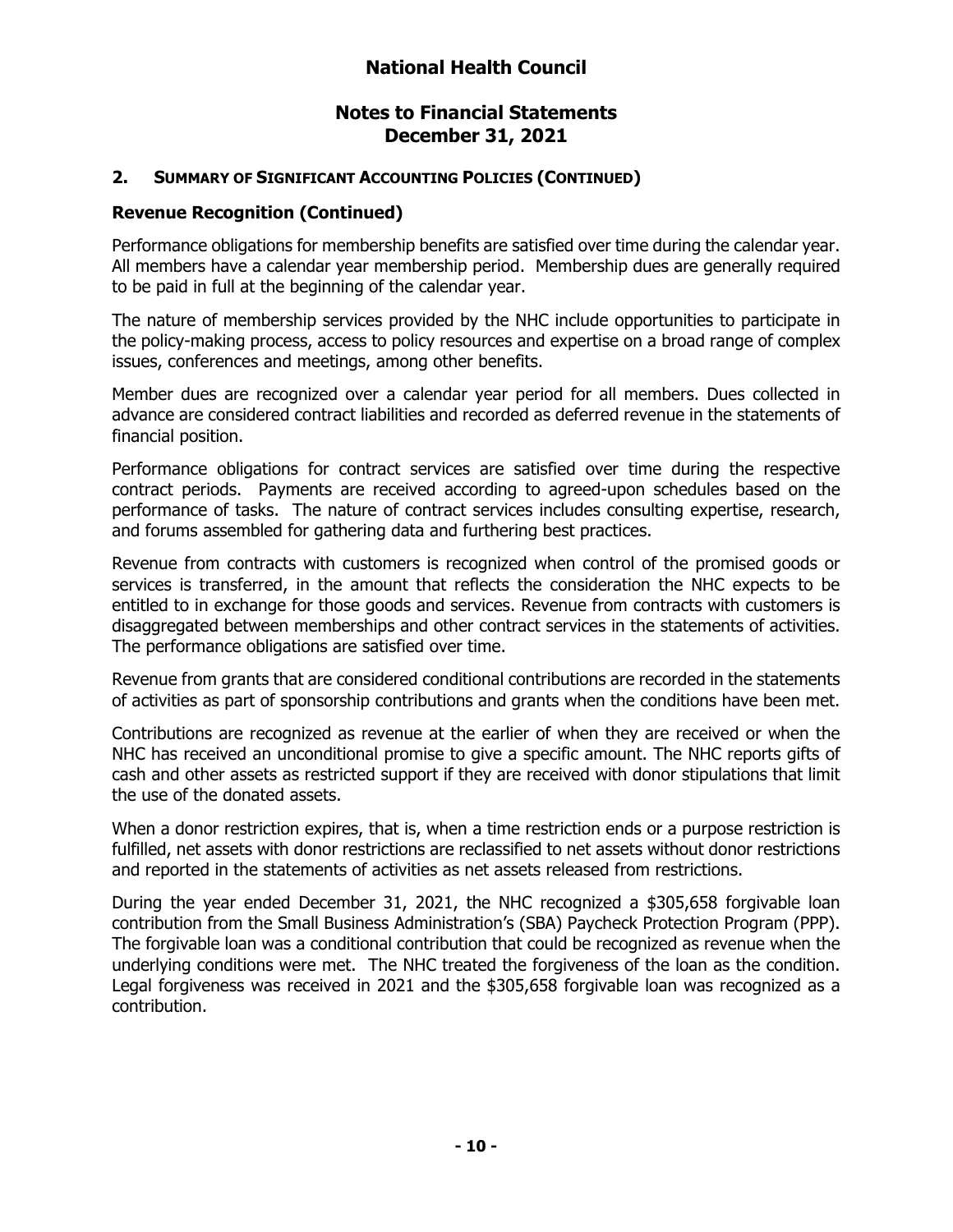## 2. SUMMARY OF SIGNIFICANT ACCOUNTING POLICIES (CONTINUED)

### Revenue Recognition (Continued)

Performance obligations for membership benefits are satisfied over time during the calendar year. All members have a calendar year membership period. Membership dues are generally required to be paid in full at the beginning of the calendar year.

The nature of membership services provided by the NHC include opportunities to participate in the policy-making process, access to policy resources and expertise on a broad range of complex issues, conferences and meetings, among other benefits.

Member dues are recognized over a calendar year period for all members. Dues collected in advance are considered contract liabilities and recorded as deferred revenue in the statements of financial position.

Performance obligations for contract services are satisfied over time during the respective contract periods. Payments are received according to agreed-upon schedules based on the performance of tasks. The nature of contract services includes consulting expertise, research, and forums assembled for gathering data and furthering best practices.

Revenue from contracts with customers is recognized when control of the promised goods or services is transferred, in the amount that reflects the consideration the NHC expects to be entitled to in exchange for those goods and services. Revenue from contracts with customers is disaggregated between memberships and other contract services in the statements of activities. The performance obligations are satisfied over time.

Revenue from grants that are considered conditional contributions are recorded in the statements of activities as part of sponsorship contributions and grants when the conditions have been met.

Contributions are recognized as revenue at the earlier of when they are received or when the NHC has received an unconditional promise to give a specific amount. The NHC reports gifts of cash and other assets as restricted support if they are received with donor stipulations that limit the use of the donated assets.

When a donor restriction expires, that is, when a time restriction ends or a purpose restriction is fulfilled, net assets with donor restrictions are reclassified to net assets without donor restrictions and reported in the statements of activities as net assets released from restrictions.

During the year ended December 31, 2021, the NHC recognized a $305,658 forgivable loan contribution from the Small Business Administration's (SBA) Paycheck Protection Program (PPP). The forgivable loan was a conditional contribution that could be recognized as revenue when the underlying conditions were met. The NHC treated the forgiveness of the loan as the condition. Legal forgiveness was received in 2021 and the $305,658 forgivable loan was recognized as a contribution.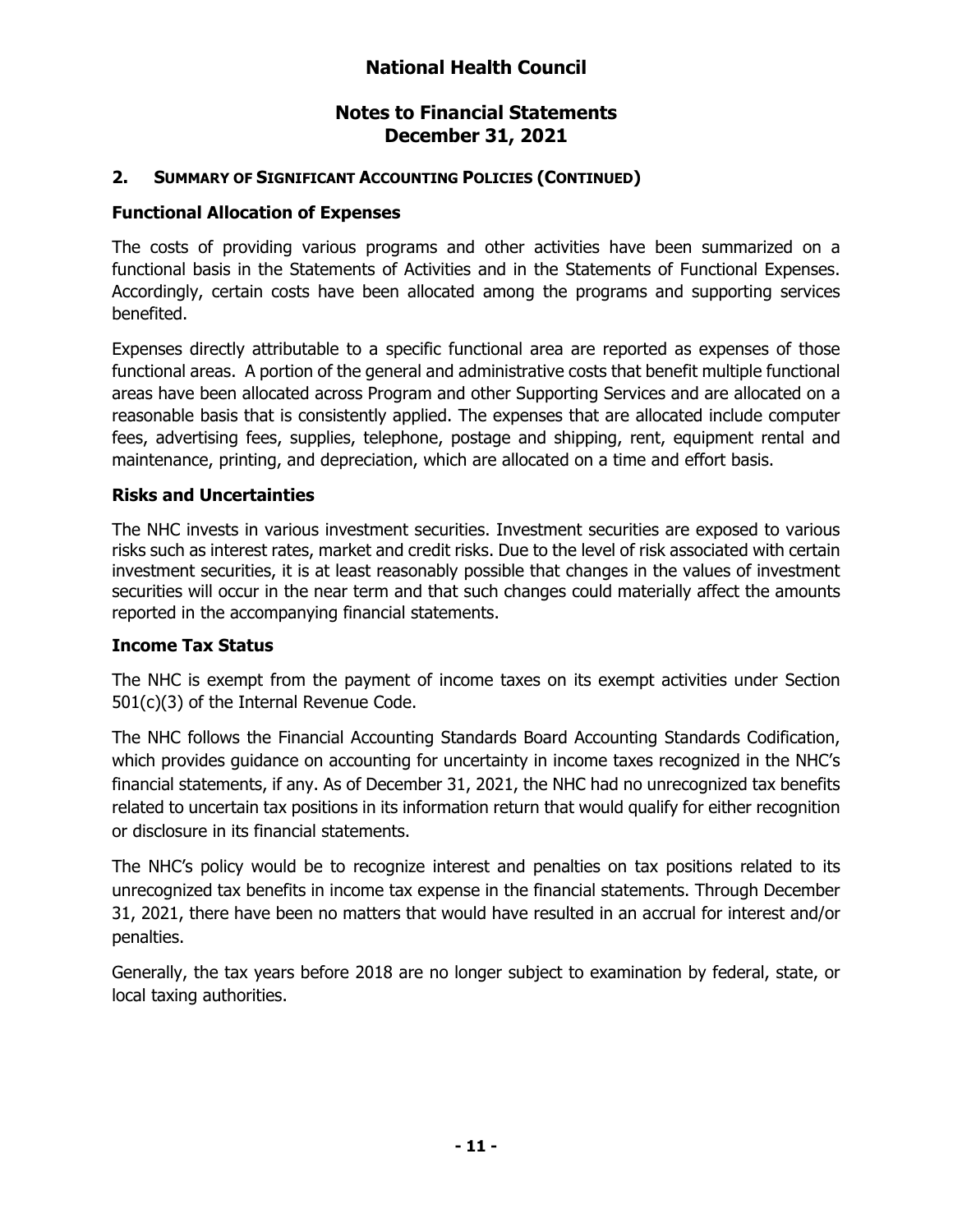## 2. SUMMARY OF SIGNIFICANT ACCOUNTING POLICIES (CONTINUED)

### Functional Allocation of Expenses

The costs of providing various programs and other activities have been summarized on a functional basis in the Statements of Activities and in the Statements of Functional Expenses. Accordingly, certain costs have been allocated among the programs and supporting services benefited.

Expenses directly attributable to a specific functional area are reported as expenses of those functional areas. A portion of the general and administrative costs that benefit multiple functional areas have been allocated across Program and other Supporting Services and are allocated on a reasonable basis that is consistently applied. The expenses that are allocated include computer fees, advertising fees, supplies, telephone, postage and shipping, rent, equipment rental and maintenance, printing, and depreciation, which are allocated on a time and effort basis.

### Risks and Uncertainties

The NHC invests in various investment securities. Investment securities are exposed to various risks such as interest rates, market and credit risks. Due to the level of risk associated with certain investment securities, it is at least reasonably possible that changes in the values of investment securities will occur in the near term and that such changes could materially affect the amounts reported in the accompanying financial statements.

### Income Tax Status

The NHC is exempt from the payment of income taxes on its exempt activities under Section 501(c)(3) of the Internal Revenue Code.

The NHC follows the Financial Accounting Standards Board Accounting Standards Codification, which provides guidance on accounting for uncertainty in income taxes recognized in the NHC's financial statements, if any. As of December 31, 2021, the NHC had no unrecognized tax benefits related to uncertain tax positions in its information return that would qualify for either recognition or disclosure in its financial statements.

The NHC's policy would be to recognize interest and penalties on tax positions related to its unrecognized tax benefits in income tax expense in the financial statements. Through December 31, 2021, there have been no matters that would have resulted in an accrual for interest and/or penalties.

Generally, the tax years before 2018 are no longer subject to examination by federal, state, or local taxing authorities.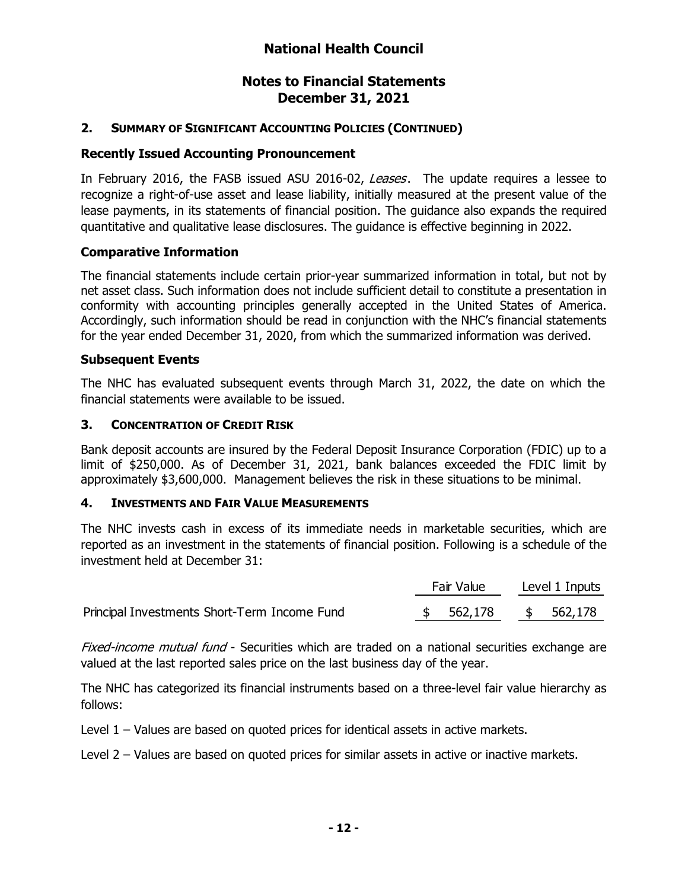# National Health Council

## Notes to Financial Statements
## December 31, 2021

### 2. SUMMARY OF SIGNIFICANT ACCOUNTING POLICIES (CONTINUED)

**Recently Issued Accounting Pronouncement**

In February 2016, the FASB issued ASU 2016-02, *Leases*. The update requires a lessee to recognize a right-of-use asset and lease liability, initially measured at the present value of the lease payments, in its statements of financial position. The guidance also expands the required quantitative and qualitative lease disclosures. The guidance is effective beginning in 2022.

**Comparative Information**

The financial statements include certain prior-year summarized information in total, but not by net asset class. Such information does not include sufficient detail to constitute a presentation in conformity with accounting principles generally accepted in the United States of America. Accordingly, such information should be read in conjunction with the NHC's financial statements for the year ended December 31, 2020, from which the summarized information was derived.

**Subsequent Events**

The NHC has evaluated subsequent events through March 31, 2022, the date on which the financial statements were available to be issued.

### 3. CONCENTRATION OF CREDIT RISK

Bank deposit accounts are insured by the Federal Deposit Insurance Corporation (FDIC) up to a limit of $250,000. As of December 31, 2021, bank balances exceeded the FDIC limit by approximately $3,600,000. Management believes the risk in these situations to be minimal.

### 4. INVESTMENTS AND FAIR VALUE MEASUREMENTS

The NHC invests cash in excess of its immediate needs in marketable securities, which are reported as an investment in the statements of financial position. Following is a schedule of the investment held at December 31:

| | Fair Value | Level 1 Inputs |
|---|---|---|
| Principal Investments Short-Term Income Fund | $ 562,178 | $ 562,178 |

*Fixed-income mutual fund* - Securities which are traded on a national securities exchange are valued at the last reported sales price on the last business day of the year.

The NHC has categorized its financial instruments based on a three-level fair value hierarchy as follows:

Level 1 – Values are based on quoted prices for identical assets in active markets.

Level 2 – Values are based on quoted prices for similar assets in active or inactive markets.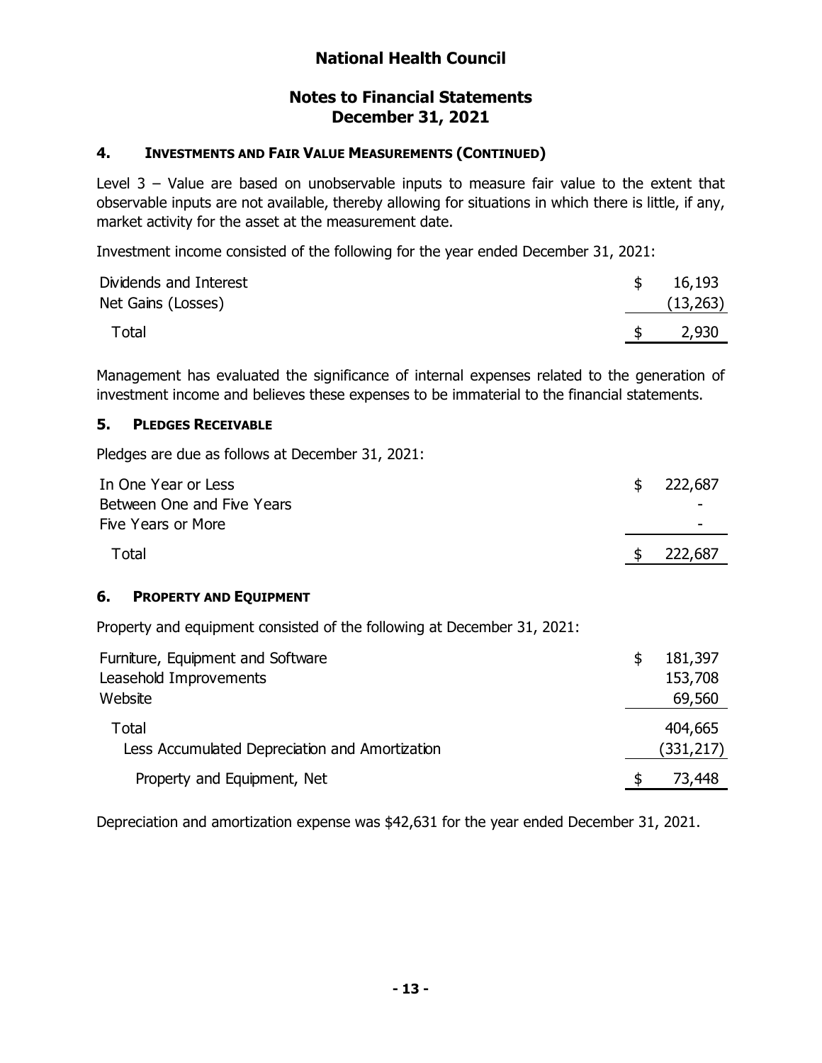# National Health Council

## Notes to Financial Statements
## December 31, 2021

### 4. INVESTMENTS AND FAIR VALUE MEASUREMENTS (CONTINUED)

Level 3 – Value are based on unobservable inputs to measure fair value to the extent that observable inputs are not available, thereby allowing for situations in which there is little, if any, market activity for the asset at the measurement date.

Investment income consisted of the following for the year ended December 31, 2021:

| | |
|---|---|
| Dividends and Interest | $ 16,193 |
| Net Gains (Losses) | (13,263) |
| Total | $ 2,930 |

Management has evaluated the significance of internal expenses related to the generation of investment income and believes these expenses to be immaterial to the financial statements.

### 5. PLEDGES RECEIVABLE

Pledges are due as follows at December 31, 2021:

| | |
|---|---|
| In One Year or Less | $ 222,687 |
| Between One and Five Years | - |
| Five Years or More | - |
| Total | $ 222,687 |

### 6. PROPERTY AND EQUIPMENT

Property and equipment consisted of the following at December 31, 2021:

| | |
|---|---|
| Furniture, Equipment and Software | $ 181,397 |
| Leasehold Improvements | 153,708 |
| Website | 69,560 |
| Total | 404,665 |
| Less Accumulated Depreciation and Amortization | (331,217) |
| Property and Equipment, Net | $ 73,448 |

Depreciation and amortization expense was $42,631 for the year ended December 31, 2021.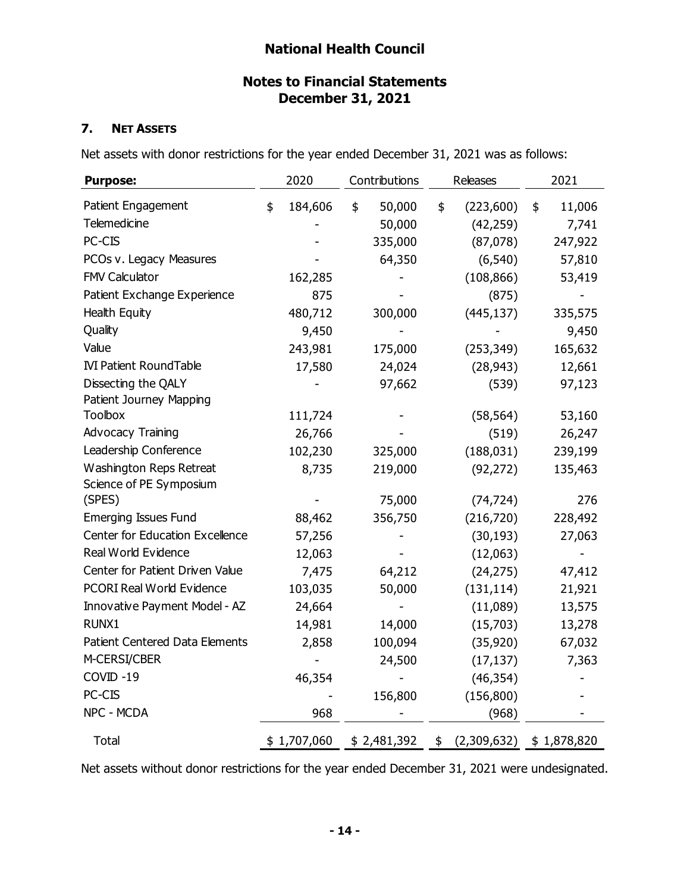# National Health Council

## Notes to Financial Statements
## December 31, 2021

### 7. NET ASSETS

Net assets with donor restrictions for the year ended December 31, 2021 was as follows:

| Purpose: | 2020 | Contributions | Releases | 2021 |
|---|---|---|---|---|
| Patient Engagement | $ 184,606 | $ 50,000 | $ (223,600) | $ 11,006 |
| Telemedicine | - | 50,000 | (42,259) | 7,741 |
| PC-CIS | - | 335,000 | (87,078) | 247,922 |
| PCOs v. Legacy Measures | - | 64,350 | (6,540) | 57,810 |
| FMV Calculator | 162,285 | - | (108,866) | 53,419 |
| Patient Exchange Experience | 875 | - | (875) | - |
| Health Equity | 480,712 | 300,000 | (445,137) | 335,575 |
| Quality | 9,450 | - | - | 9,450 |
| Value | 243,981 | 175,000 | (253,349) | 165,632 |
| IVI Patient RoundTable | 17,580 | 24,024 | (28,943) | 12,661 |
| Dissecting the QALY | - | 97,662 | (539) | 97,123 |
| Patient Journey Mapping Toolbox | 111,724 | - | (58,564) | 53,160 |
| Advocacy Training | 26,766 | - | (519) | 26,247 |
| Leadership Conference | 102,230 | 325,000 | (188,031) | 239,199 |
| Washington Reps Retreat | 8,735 | 219,000 | (92,272) | 135,463 |
| Science of PE Symposium (SPES) | - | 75,000 | (74,724) | 276 |
| Emerging Issues Fund | 88,462 | 356,750 | (216,720) | 228,492 |
| Center for Education Excellence | 57,256 | - | (30,193) | 27,063 |
| Real World Evidence | 12,063 | - | (12,063) | - |
| Center for Patient Driven Value | 7,475 | 64,212 | (24,275) | 47,412 |
| PCORI Real World Evidence | 103,035 | 50,000 | (131,114) | 21,921 |
| Innovative Payment Model - AZ | 24,664 | - | (11,089) | 13,575 |
| RUNX1 | 14,981 | 14,000 | (15,703) | 13,278 |
| Patient Centered Data Elements | 2,858 | 100,094 | (35,920) | 67,032 |
| M-CERSI/CBER | - | 24,500 | (17,137) | 7,363 |
| COVID -19 | 46,354 | - | (46,354) | - |
| PC-CIS | - | 156,800 | (156,800) | - |
| NPC - MCDA | 968 | - | (968) | - |
| Total | $ 1,707,060 | $ 2,481,392 | $ (2,309,632) | $ 1,878,820 |

Net assets without donor restrictions for the year ended December 31, 2021 were undesignated.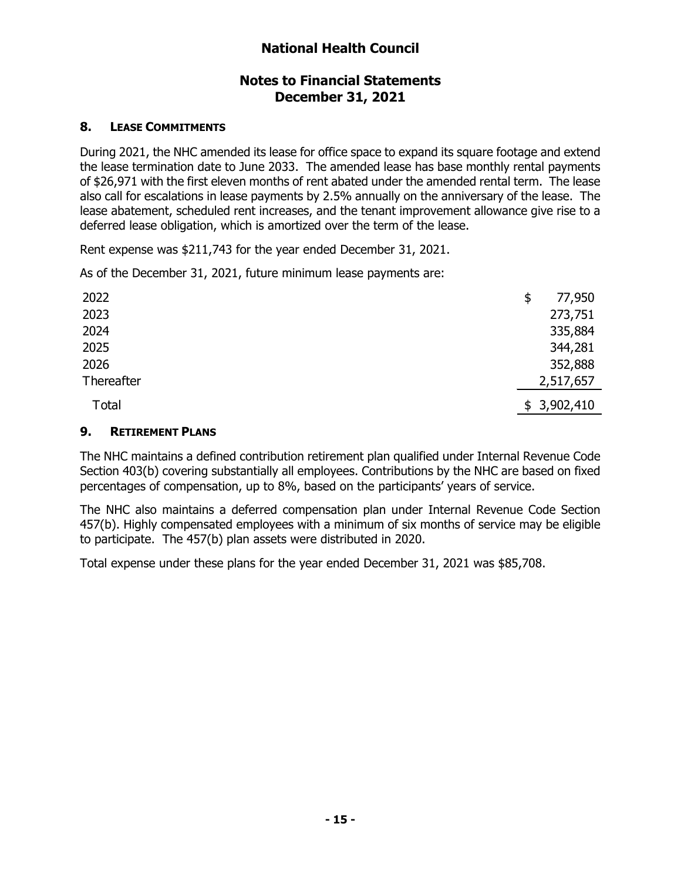# National Health Council

## Notes to Financial Statements
## December 31, 2021

### 8. Lease Commitments

During 2021, the NHC amended its lease for office space to expand its square footage and extend the lease termination date to June 2033. The amended lease has base monthly rental payments of $26,971 with the first eleven months of rent abated under the amended rental term. The lease also call for escalations in lease payments by 2.5% annually on the anniversary of the lease. The lease abatement, scheduled rent increases, and the tenant improvement allowance give rise to a deferred lease obligation, which is amortized over the term of the lease.

Rent expense was $211,743 for the year ended December 31, 2021.

As of the December 31, 2021, future minimum lease payments are:

| | |
|---|---|
| 2022 | $ 77,950 |
| 2023 | 273,751 |
| 2024 | 335,884 |
| 2025 | 344,281 |
| 2026 | 352,888 |
| Thereafter | 2,517,657 |
| Total | $ 3,902,410 |

### 9. Retirement Plans

The NHC maintains a defined contribution retirement plan qualified under Internal Revenue Code Section 403(b) covering substantially all employees. Contributions by the NHC are based on fixed percentages of compensation, up to 8%, based on the participants' years of service.

The NHC also maintains a deferred compensation plan under Internal Revenue Code Section 457(b). Highly compensated employees with a minimum of six months of service may be eligible to participate. The 457(b) plan assets were distributed in 2020.

Total expense under these plans for the year ended December 31, 2021 was $85,708.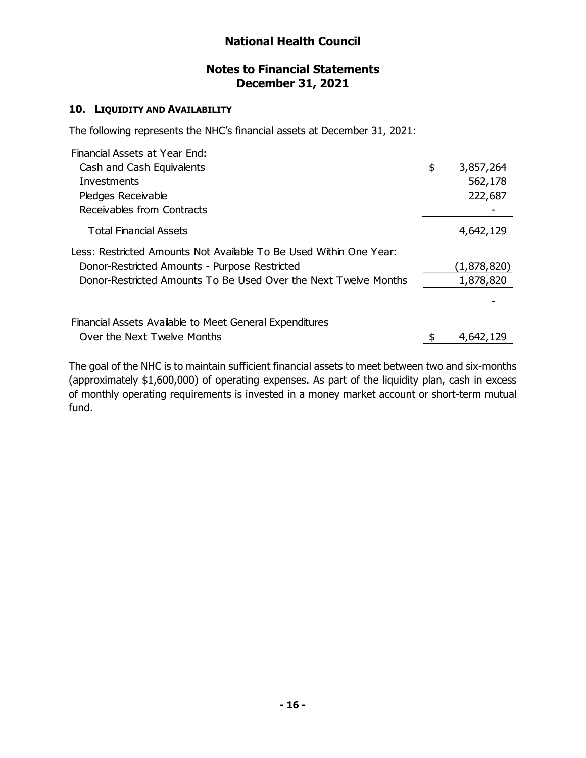# National Health Council

## Notes to Financial Statements
## December 31, 2021

### 10. Liquidity and Availability

The following represents the NHC's financial assets at December 31, 2021:

| | |
|---|---|
| Financial Assets at Year End: | |
| Cash and Cash Equivalents | $ 3,857,264 |
| Investments | 562,178 |
| Pledges Receivable | 222,687 |
| Receivables from Contracts | - |
| Total Financial Assets | 4,642,129 |
| Less: Restricted Amounts Not Available To Be Used Within One Year: | |
| Donor-Restricted Amounts - Purpose Restricted | (1,878,820) |
| Donor-Restricted Amounts To Be Used Over the Next Twelve Months | 1,878,820 |
| | - |
| Financial Assets Available to Meet General Expenditures Over the Next Twelve Months | $ 4,642,129 |

The goal of the NHC is to maintain sufficient financial assets to meet between two and six-months (approximately $1,600,000) of operating expenses. As part of the liquidity plan, cash in excess of monthly operating requirements is invested in a money market account or short-term mutual fund.